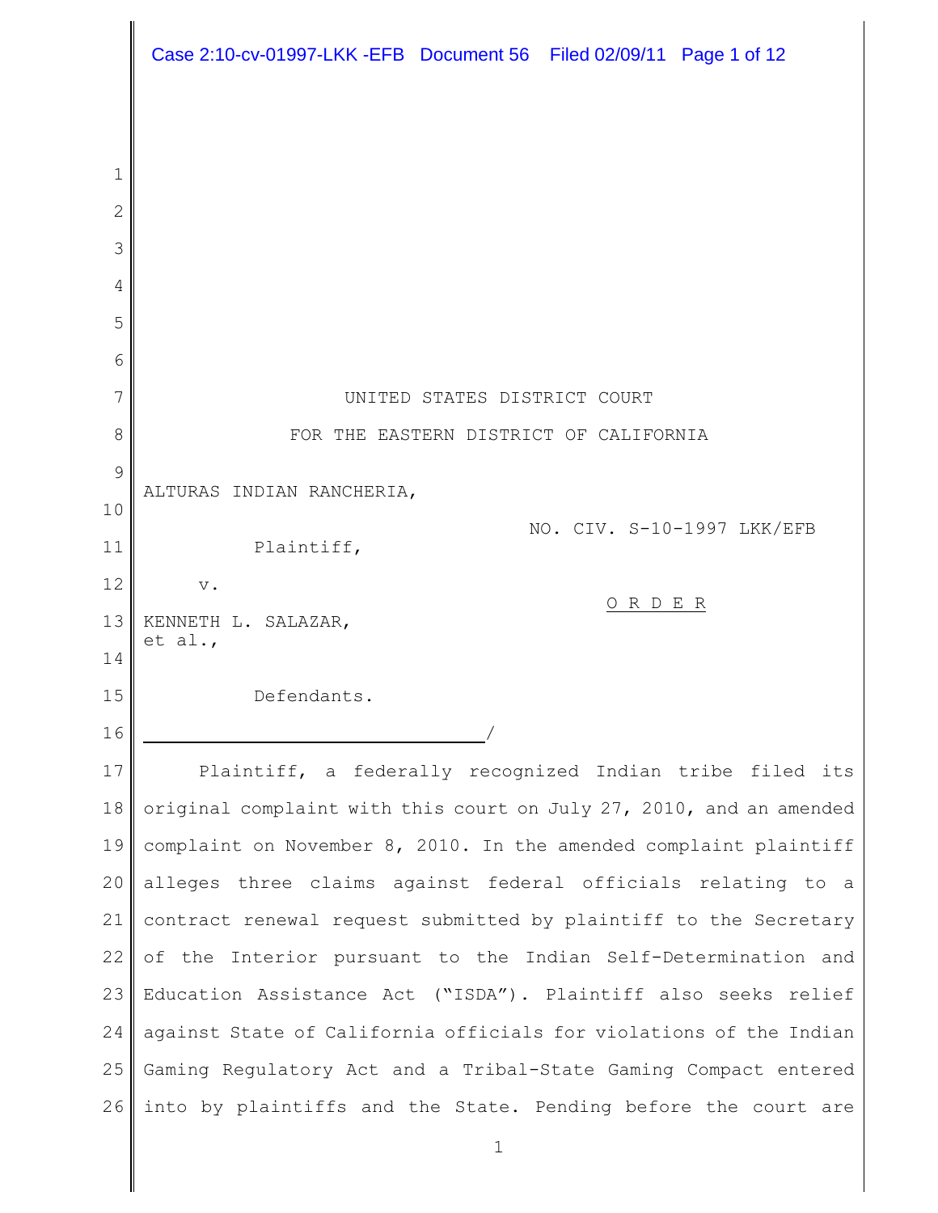UNITED STATES DISTRICT COURT

FOR THE EASTERN DISTRICT OF CALIFORNIA

ALTURAS INDIAN RANCHERIA,

Plaintiff,

v.

KENNETH L. SALAZAR, et al.,

Defendants.

/

NO. CIV. S-10-1997 LKK/EFB

O R D E R

Plaintiff, a federally recognized Indian tribe filed its original complaint with this court on July 27, 2010, and an amended complaint on November 8, 2010. In the amended complaint plaintiff alleges three claims against federal officials relating to a contract renewal request submitted by plaintiff to the Secretary of the Interior pursuant to the Indian Self-Determination and Education Assistance Act ("ISDA"). Plaintiff also seeks relief against State of California officials for violations of the Indian Gaming Regulatory Act and a Tribal-State Gaming Compact entered into by plaintiffs and the State. Pending before the court are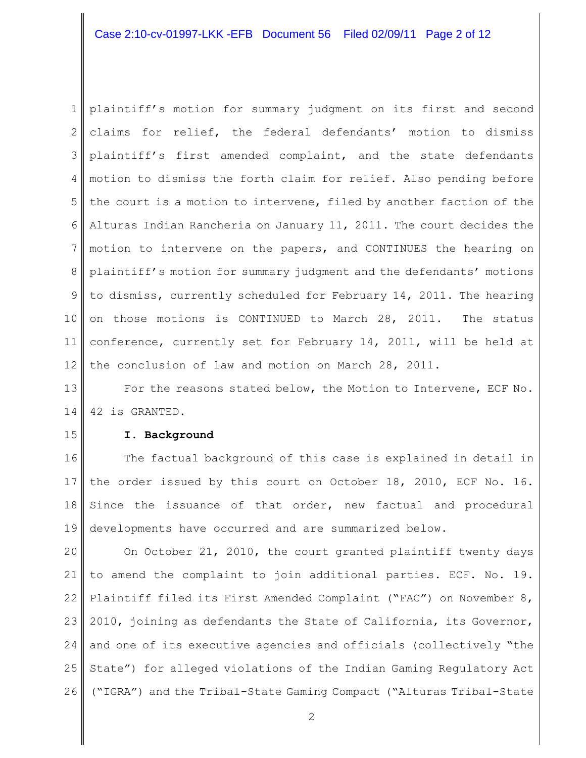plaintiff's motion for summary judgment on its first and second claims for relief, the federal defendants' motion to dismiss plaintiff's first amended complaint, and the state defendants motion to dismiss the forth claim for relief. Also pending before the court is a motion to intervene, filed by another faction of the Alturas Indian Rancheria on January 11, 2011. The court decides the motion to intervene on the papers, and CONTINUES the hearing on plaintiff's motion for summary judgment and the defendants' motions to dismiss, currently scheduled for February 14, 2011. The hearing on those motions is CONTINUED to March 28, 2011. The status conference, currently set for February 14, 2011, will be held at the conclusion of law and motion on March 28, 2011.

For the reasons stated below, the Motion to Intervene, ECF No. 42 is GRANTED.

**I. Background**

The factual background of this case is explained in detail in the order issued by this court on October 18, 2010, ECF No. 16. Since the issuance of that order, new factual and procedural developments have occurred and are summarized below.

On October 21, 2010, the court granted plaintiff twenty days to amend the complaint to join additional parties. ECF. No. 19. Plaintiff filed its First Amended Complaint ("FAC") on November 8, 2010, joining as defendants the State of California, its Governor, and one of its executive agencies and officials (collectively "the State") for alleged violations of the Indian Gaming Regulatory Act ("IGRA") and the Tribal-State Gaming Compact ("Alturas Tribal-State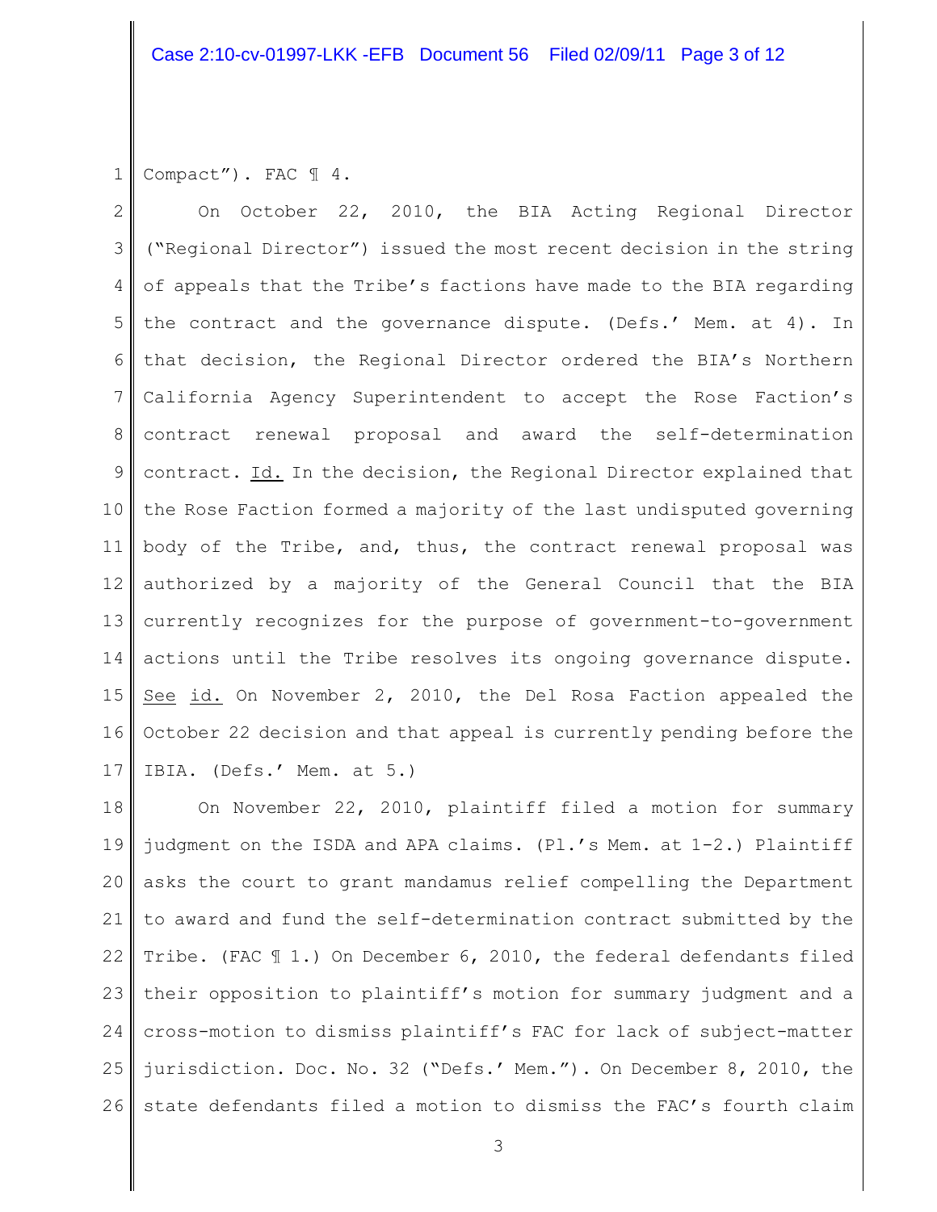Compact"). FAC ¶ 4.

On October 22, 2010, the BIA Acting Regional Director ("Regional Director") issued the most recent decision in the string of appeals that the Tribe's factions have made to the BIA regarding the contract and the governance dispute. (Defs.' Mem. at 4). In that decision, the Regional Director ordered the BIA's Northern California Agency Superintendent to accept the Rose Faction's contract renewal proposal and award the self-determination contract. Id. In the decision, the Regional Director explained that the Rose Faction formed a majority of the last undisputed governing body of the Tribe, and, thus, the contract renewal proposal was authorized by a majority of the General Council that the BIA currently recognizes for the purpose of government-to-government actions until the Tribe resolves its ongoing governance dispute. See id. On November 2, 2010, the Del Rosa Faction appealed the October 22 decision and that appeal is currently pending before the IBIA. (Defs.' Mem. at 5.)

On November 22, 2010, plaintiff filed a motion for summary judgment on the ISDA and APA claims. (Pl.'s Mem. at 1-2.) Plaintiff asks the court to grant mandamus relief compelling the Department to award and fund the self-determination contract submitted by the Tribe. (FAC ¶ 1.) On December 6, 2010, the federal defendants filed their opposition to plaintiff's motion for summary judgment and a cross-motion to dismiss plaintiff's FAC for lack of subject-matter jurisdiction. Doc. No. 32 ("Defs.' Mem."). On December 8, 2010, the state defendants filed a motion to dismiss the FAC's fourth claim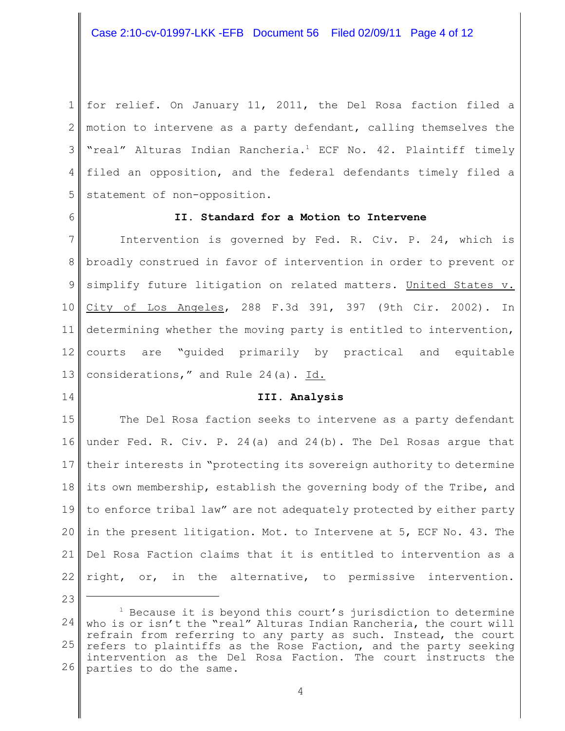for relief. On January 11, 2011, the Del Rosa faction filed a motion to intervene as a party defendant, calling themselves the "real" Alturas Indian Rancheria.[1] ECF No. 42. Plaintiff timely filed an opposition, and the federal defendants timely filed a statement of non-opposition.

## II. Standard for a Motion to Intervene

Intervention is governed by Fed. R. Civ. P. 24, which is broadly construed in favor of intervention in order to prevent or simplify future litigation on related matters. United States v. City of Los Angeles, 288 F.3d 391, 397 (9th Cir. 2002). In determining whether the moving party is entitled to intervention, courts are "guided primarily by practical and equitable considerations," and Rule 24(a). Id.

## III. Analysis

The Del Rosa faction seeks to intervene as a party defendant under Fed. R. Civ. P. 24(a) and 24(b). The Del Rosas argue that their interests in "protecting its sovereign authority to determine its own membership, establish the governing body of the Tribe, and to enforce tribal law" are not adequately protected by either party in the present litigation. Mot. to Intervene at 5, ECF No. 43. The Del Rosa Faction claims that it is entitled to intervention as a right, or, in the alternative, to permissive intervention.

---

[1] Because it is beyond this court's jurisdiction to determine who is or isn't the "real" Alturas Indian Rancheria, the court will refrain from referring to any party as such. Instead, the court refers to plaintiffs as the Rose Faction, and the party seeking intervention as the Del Rosa Faction. The court instructs the parties to do the same.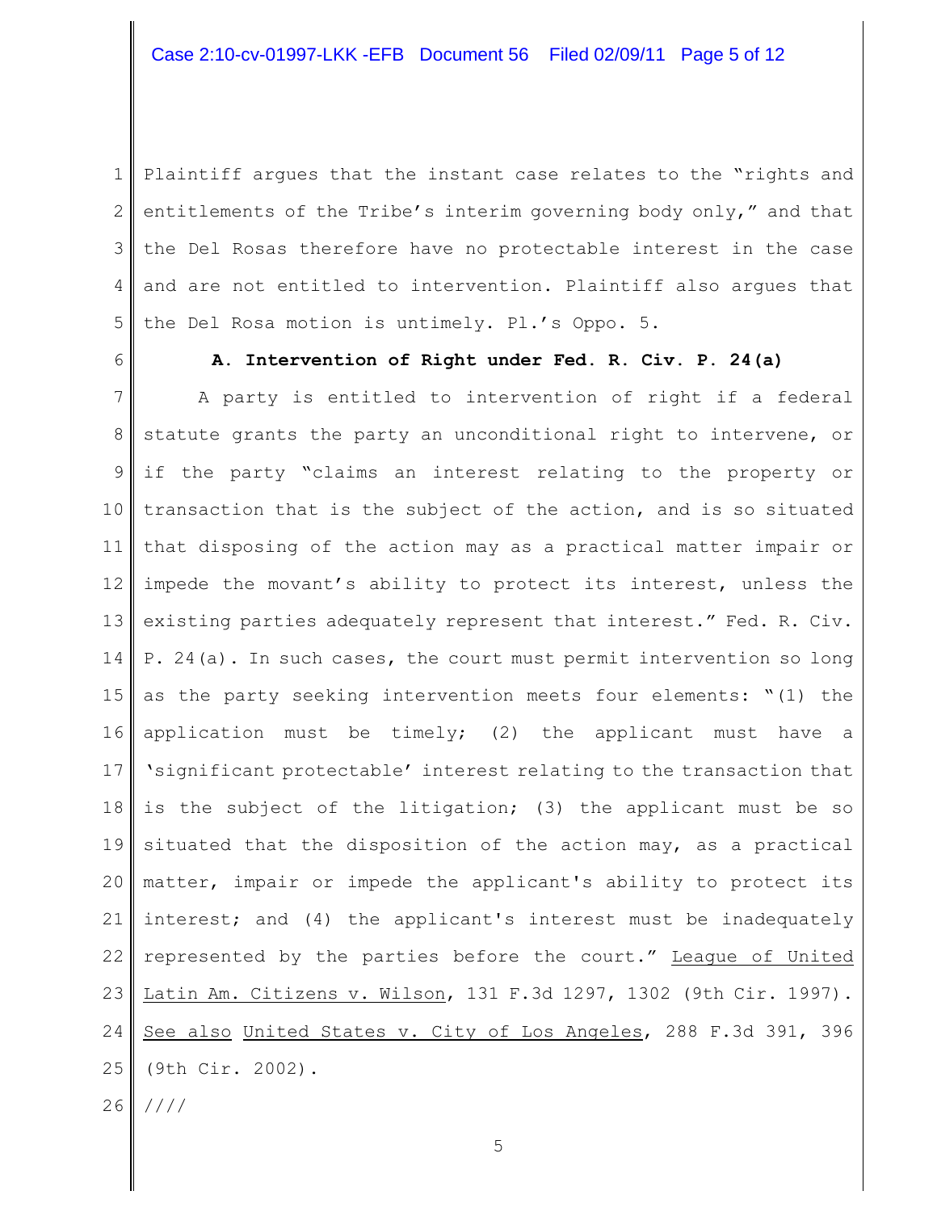Plaintiff argues that the instant case relates to the "rights and entitlements of the Tribe's interim governing body only," and that the Del Rosas therefore have no protectable interest in the case and are not entitled to intervention. Plaintiff also argues that the Del Rosa motion is untimely. Pl.'s Oppo. 5.

**A. Intervention of Right under Fed. R. Civ. P. 24(a)**

A party is entitled to intervention of right if a federal statute grants the party an unconditional right to intervene, or if the party "claims an interest relating to the property or transaction that is the subject of the action, and is so situated that disposing of the action may as a practical matter impair or impede the movant's ability to protect its interest, unless the existing parties adequately represent that interest." Fed. R. Civ. P. 24(a). In such cases, the court must permit intervention so long as the party seeking intervention meets four elements: "(1) the application must be timely; (2) the applicant must have a 'significant protectable' interest relating to the transaction that is the subject of the litigation; (3) the applicant must be so situated that the disposition of the action may, as a practical matter, impair or impede the applicant's ability to protect its interest; and (4) the applicant's interest must be inadequately represented by the parties before the court." League of United Latin Am. Citizens v. Wilson, 131 F.3d 1297, 1302 (9th Cir. 1997). See also United States v. City of Los Angeles, 288 F.3d 391, 396 (9th Cir. 2002).

////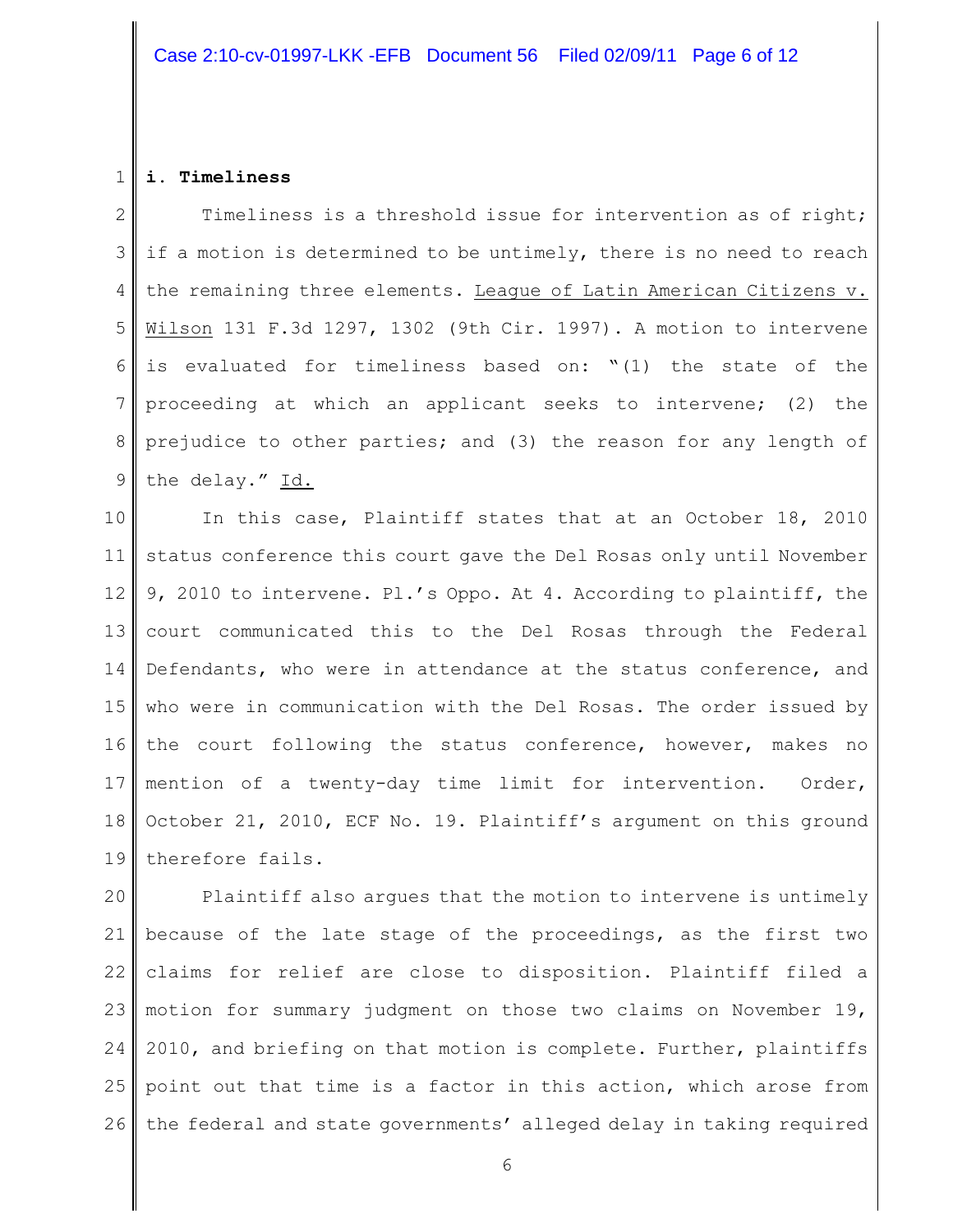**i. Timeliness**

Timeliness is a threshold issue for intervention as of right; if a motion is determined to be untimely, there is no need to reach the remaining three elements. League of Latin American Citizens v. Wilson 131 F.3d 1297, 1302 (9th Cir. 1997). A motion to intervene is evaluated for timeliness based on: "(1) the state of the proceeding at which an applicant seeks to intervene; (2) the prejudice to other parties; and (3) the reason for any length of the delay." Id.

In this case, Plaintiff states that at an October 18, 2010 status conference this court gave the Del Rosas only until November 9, 2010 to intervene. Pl.'s Oppo. At 4. According to plaintiff, the court communicated this to the Del Rosas through the Federal Defendants, who were in attendance at the status conference, and who were in communication with the Del Rosas. The order issued by the court following the status conference, however, makes no mention of a twenty-day time limit for intervention. Order, October 21, 2010, ECF No. 19. Plaintiff's argument on this ground therefore fails.

Plaintiff also argues that the motion to intervene is untimely because of the late stage of the proceedings, as the first two claims for relief are close to disposition. Plaintiff filed a motion for summary judgment on those two claims on November 19, 2010, and briefing on that motion is complete. Further, plaintiffs point out that time is a factor in this action, which arose from the federal and state governments' alleged delay in taking required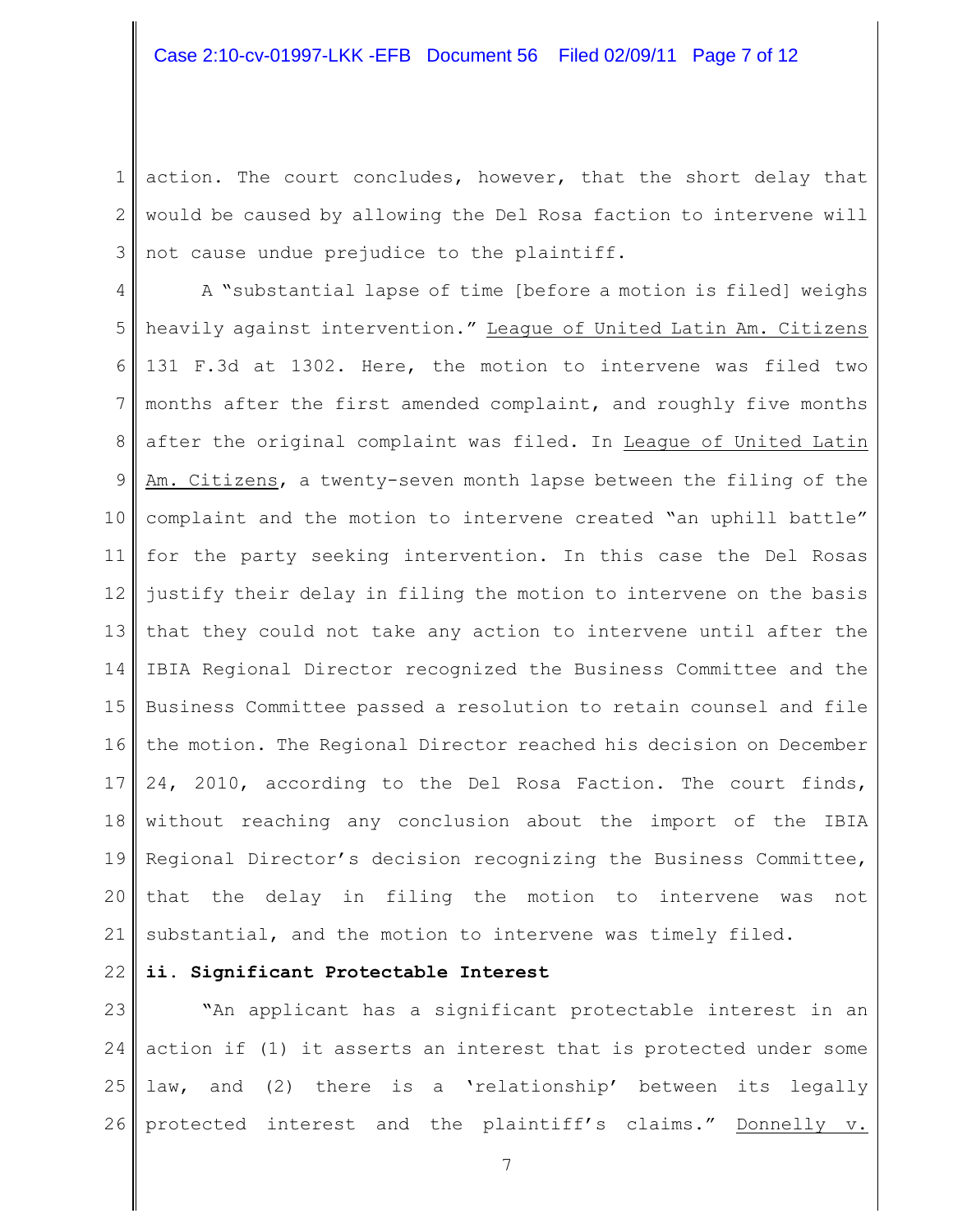action. The court concludes, however, that the short delay that would be caused by allowing the Del Rosa faction to intervene will not cause undue prejudice to the plaintiff.

A "substantial lapse of time [before a motion is filed] weighs heavily against intervention." League of United Latin Am. Citizens 131 F.3d at 1302. Here, the motion to intervene was filed two months after the first amended complaint, and roughly five months after the original complaint was filed. In League of United Latin Am. Citizens, a twenty-seven month lapse between the filing of the complaint and the motion to intervene created "an uphill battle" for the party seeking intervention. In this case the Del Rosas justify their delay in filing the motion to intervene on the basis that they could not take any action to intervene until after the IBIA Regional Director recognized the Business Committee and the Business Committee passed a resolution to retain counsel and file the motion. The Regional Director reached his decision on December 24, 2010, according to the Del Rosa Faction. The court finds, without reaching any conclusion about the import of the IBIA Regional Director's decision recognizing the Business Committee, that the delay in filing the motion to intervene was not substantial, and the motion to intervene was timely filed.

**ii. Significant Protectable Interest**

"An applicant has a significant protectable interest in an action if (1) it asserts an interest that is protected under some law, and (2) there is a 'relationship' between its legally protected interest and the plaintiff's claims." Donnelly v.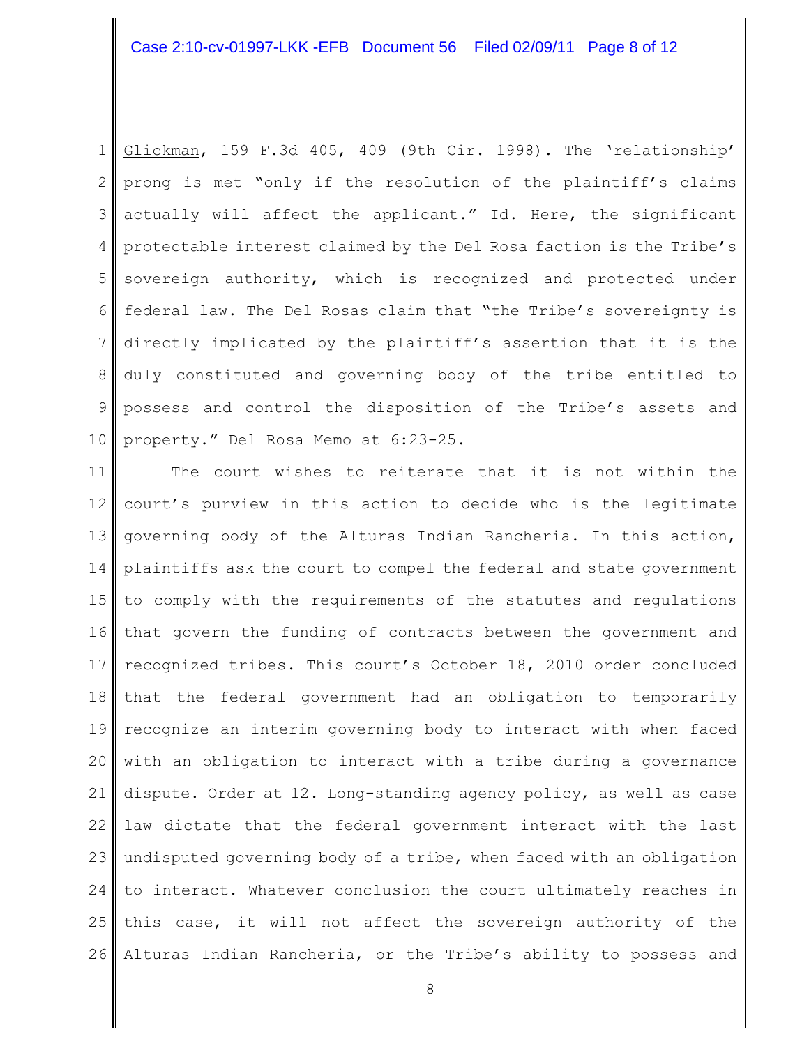Glickman, 159 F.3d 405, 409 (9th Cir. 1998). The 'relationship' prong is met "only if the resolution of the plaintiff's claims actually will affect the applicant." Id. Here, the significant protectable interest claimed by the Del Rosa faction is the Tribe's sovereign authority, which is recognized and protected under federal law. The Del Rosas claim that "the Tribe's sovereignty is directly implicated by the plaintiff's assertion that it is the duly constituted and governing body of the tribe entitled to possess and control the disposition of the Tribe's assets and property." Del Rosa Memo at 6:23-25.

The court wishes to reiterate that it is not within the court's purview in this action to decide who is the legitimate governing body of the Alturas Indian Rancheria. In this action, plaintiffs ask the court to compel the federal and state government to comply with the requirements of the statutes and regulations that govern the funding of contracts between the government and recognized tribes. This court's October 18, 2010 order concluded that the federal government had an obligation to temporarily recognize an interim governing body to interact with when faced with an obligation to interact with a tribe during a governance dispute. Order at 12. Long-standing agency policy, as well as case law dictate that the federal government interact with the last undisputed governing body of a tribe, when faced with an obligation to interact. Whatever conclusion the court ultimately reaches in this case, it will not affect the sovereign authority of the Alturas Indian Rancheria, or the Tribe's ability to possess and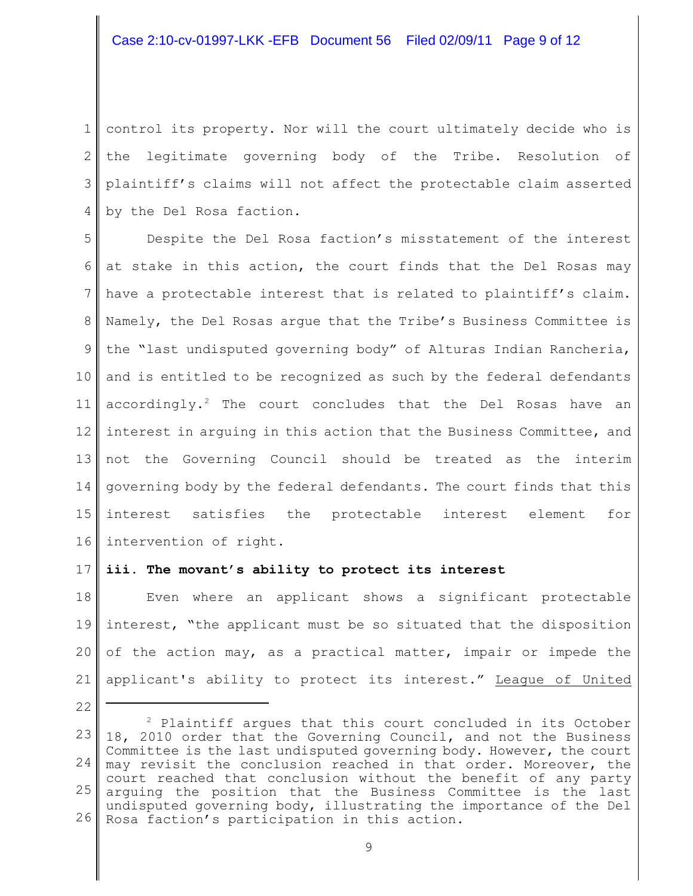control its property. Nor will the court ultimately decide who is the legitimate governing body of the Tribe. Resolution of plaintiff's claims will not affect the protectable claim asserted by the Del Rosa faction.

Despite the Del Rosa faction's misstatement of the interest at stake in this action, the court finds that the Del Rosas may have a protectable interest that is related to plaintiff's claim. Namely, the Del Rosas argue that the Tribe's Business Committee is the "last undisputed governing body" of Alturas Indian Rancheria, and is entitled to be recognized as such by the federal defendants accordingly.[2] The court concludes that the Del Rosas have an interest in arguing in this action that the Business Committee, and not the Governing Council should be treated as the interim governing body by the federal defendants. The court finds that this interest satisfies the protectable interest element for intervention of right.

**iii. The movant's ability to protect its interest**

Even where an applicant shows a significant protectable interest, "the applicant must be so situated that the disposition of the action may, as a practical matter, impair or impede the applicant's ability to protect its interest." League of United

---

[2] Plaintiff argues that this court concluded in its October 18, 2010 order that the Governing Council, and not the Business Committee is the last undisputed governing body. However, the court may revisit the conclusion reached in that order. Moreover, the court reached that conclusion without the benefit of any party arguing the position that the Business Committee is the last undisputed governing body, illustrating the importance of the Del Rosa faction's participation in this action.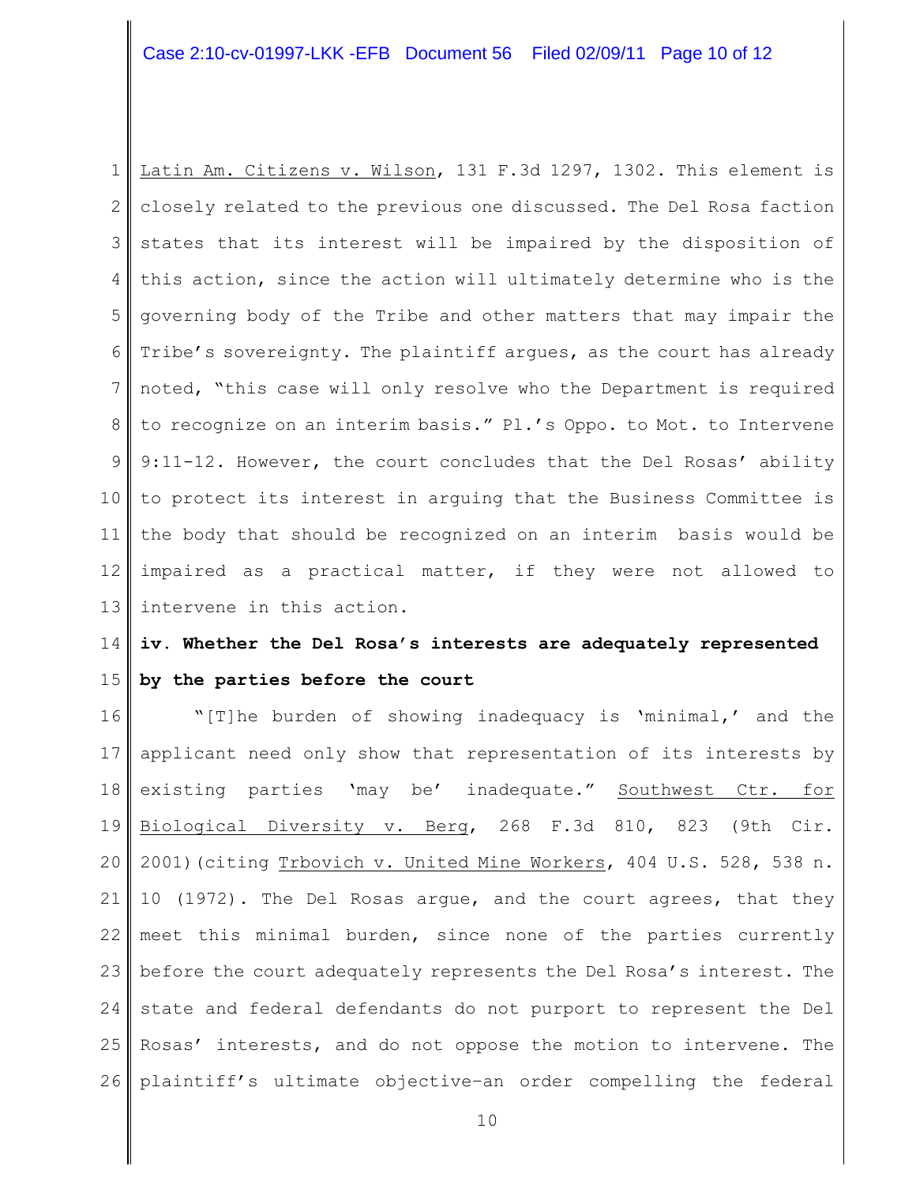Latin Am. Citizens v. Wilson, 131 F.3d 1297, 1302. This element is closely related to the previous one discussed. The Del Rosa faction states that its interest will be impaired by the disposition of this action, since the action will ultimately determine who is the governing body of the Tribe and other matters that may impair the Tribe's sovereignty. The plaintiff argues, as the court has already noted, "this case will only resolve who the Department is required to recognize on an interim basis." Pl.'s Oppo. to Mot. to Intervene 9:11-12. However, the court concludes that the Del Rosas' ability to protect its interest in arguing that the Business Committee is the body that should be recognized on an interim basis would be impaired as a practical matter, if they were not allowed to intervene in this action.

**iv. Whether the Del Rosa's interests are adequately represented by the parties before the court**

"[T]he burden of showing inadequacy is 'minimal,' and the applicant need only show that representation of its interests by existing parties 'may be' inadequate." Southwest Ctr. for Biological Diversity v. Berg, 268 F.3d 810, 823 (9th Cir. 2001)(citing Trbovich v. United Mine Workers, 404 U.S. 528, 538 n. 10 (1972). The Del Rosas argue, and the court agrees, that they meet this minimal burden, since none of the parties currently before the court adequately represents the Del Rosa's interest. The state and federal defendants do not purport to represent the Del Rosas' interests, and do not oppose the motion to intervene. The plaintiff's ultimate objective–an order compelling the federal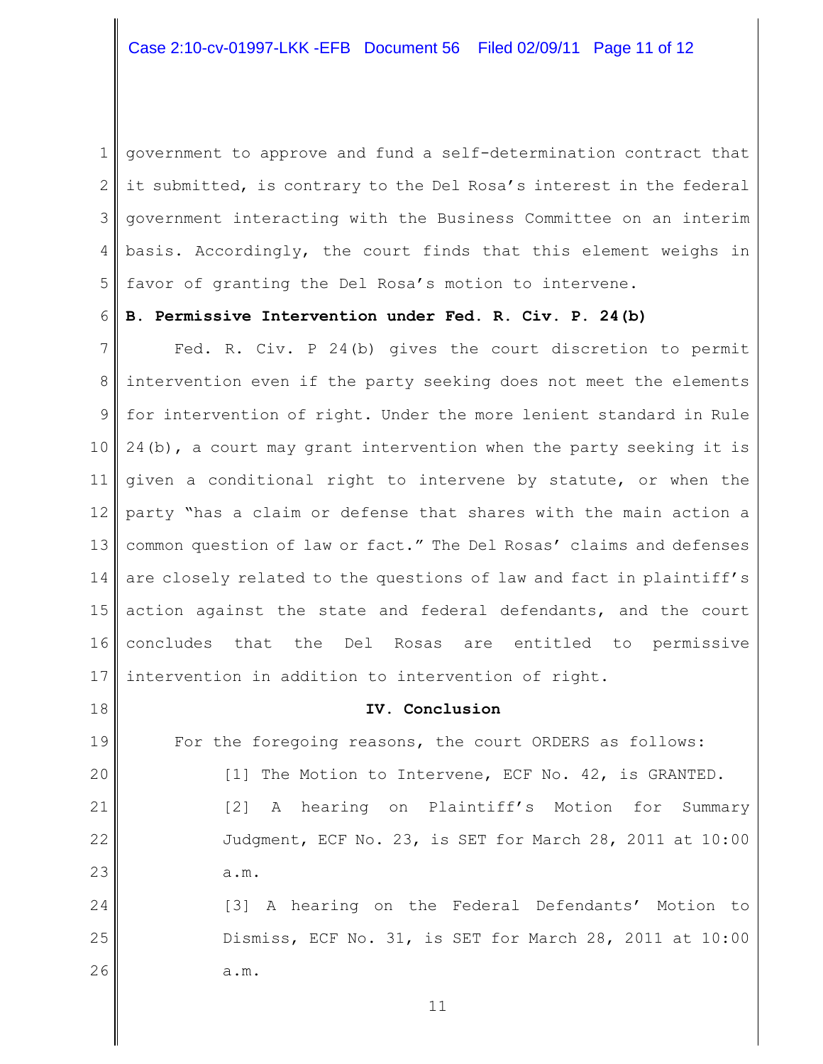government to approve and fund a self-determination contract that it submitted, is contrary to the Del Rosa's interest in the federal government interacting with the Business Committee on an interim basis. Accordingly, the court finds that this element weighs in favor of granting the Del Rosa's motion to intervene.

**B. Permissive Intervention under Fed. R. Civ. P. 24(b)**

Fed. R. Civ. P 24(b) gives the court discretion to permit intervention even if the party seeking does not meet the elements for intervention of right. Under the more lenient standard in Rule 24(b), a court may grant intervention when the party seeking it is given a conditional right to intervene by statute, or when the party "has a claim or defense that shares with the main action a common question of law or fact." The Del Rosas' claims and defenses are closely related to the questions of law and fact in plaintiff's action against the state and federal defendants, and the court concludes that the Del Rosas are entitled to permissive intervention in addition to intervention of right.

**IV. Conclusion**

For the foregoing reasons, the court ORDERS as follows:

[1] The Motion to Intervene, ECF No. 42, is GRANTED.

[2] A hearing on Plaintiff's Motion for Summary Judgment, ECF No. 23, is SET for March 28, 2011 at 10:00 a.m.

[3] A hearing on the Federal Defendants' Motion to Dismiss, ECF No. 31, is SET for March 28, 2011 at 10:00 a.m.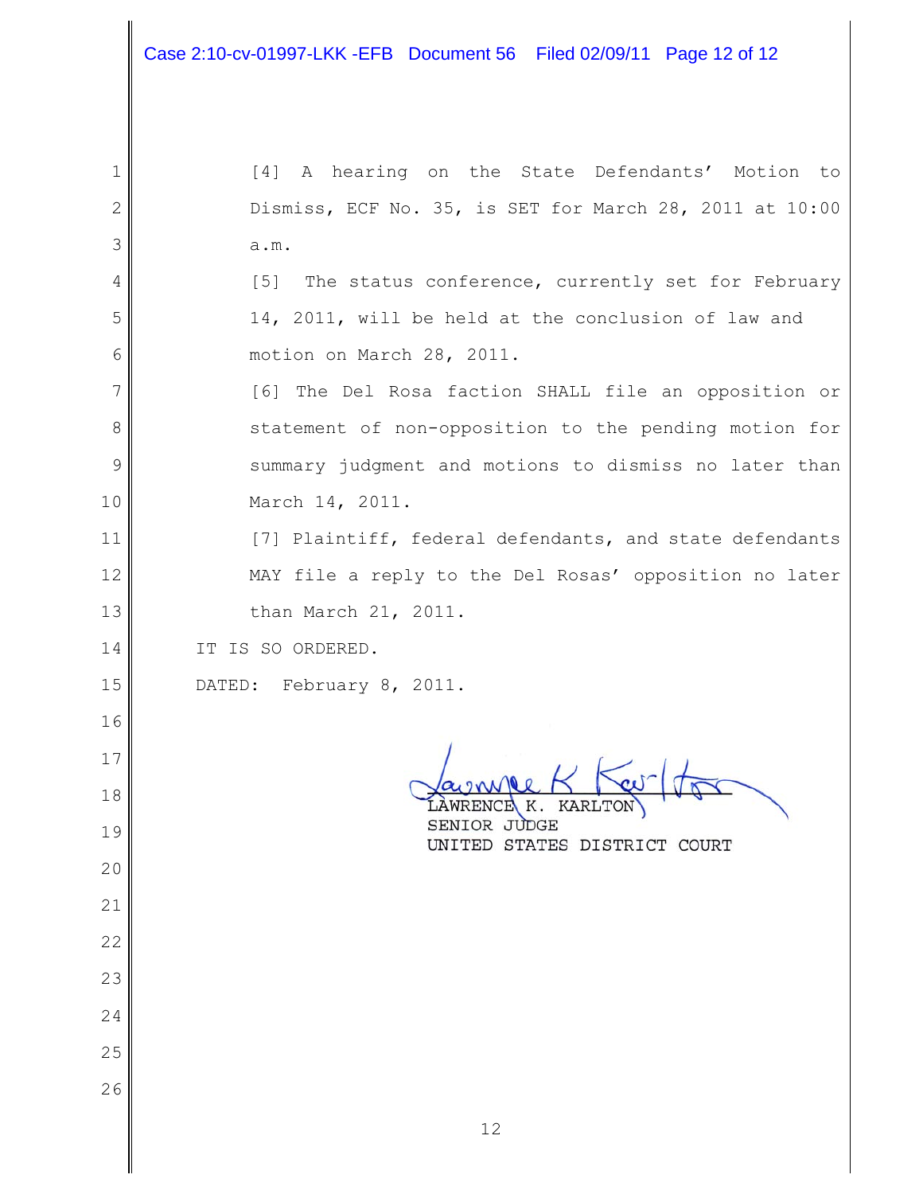[4] A hearing on the State Defendants' Motion to Dismiss, ECF No. 35, is SET for March 28, 2011 at 10:00 a.m.

[5] The status conference, currently set for February 14, 2011, will be held at the conclusion of law and motion on March 28, 2011.

[6] The Del Rosa faction SHALL file an opposition or statement of non-opposition to the pending motion for summary judgment and motions to dismiss no later than March 14, 2011.

[7] Plaintiff, federal defendants, and state defendants MAY file a reply to the Del Rosas' opposition no later than March 21, 2011.

IT IS SO ORDERED.

DATED: February 8, 2011.

LAWRENCE K. KARLTON
SENIOR JUDGE
UNITED STATES DISTRICT COURT